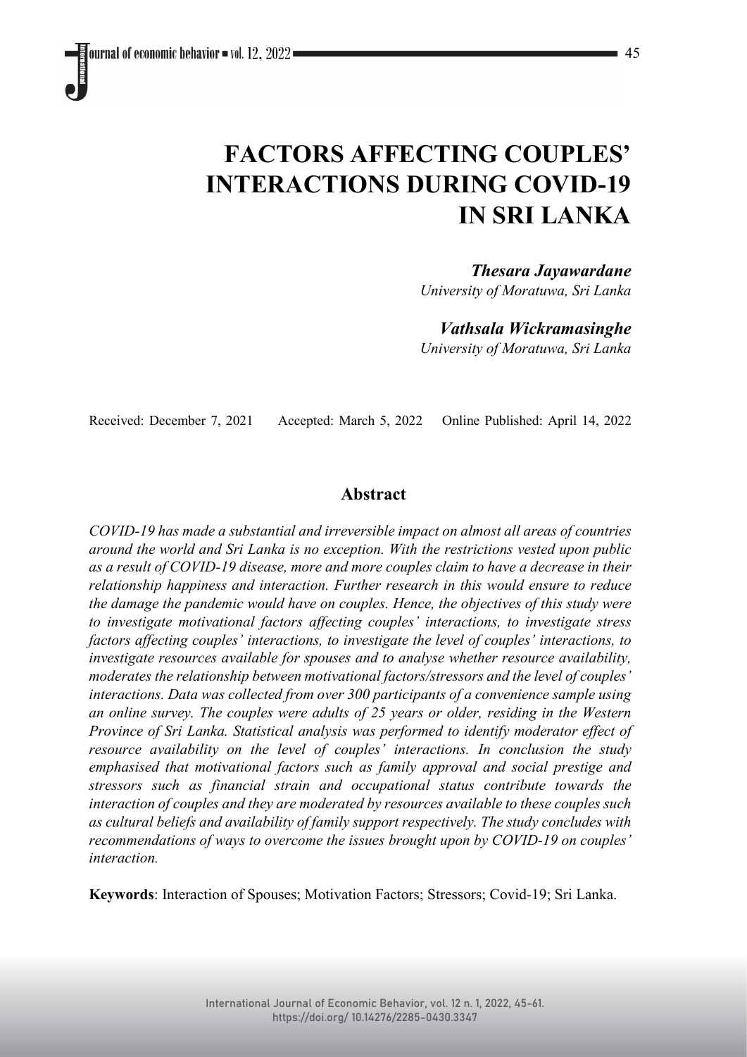# FACTORS AFFECTING COUPLES' INTERACTIONS DURING COVID-19 IN SRI LANKA

***Thesara Jayawardane***
*University of Moratuwa, Sri Lanka*

***Vathsala Wickramasinghe***
*University of Moratuwa, Sri Lanka*

Received: December 7, 2021 Accepted: March 5, 2022 Online Published: April 14, 2022

## Abstract

*COVID-19 has made a substantial and irreversible impact on almost all areas of countries around the world and Sri Lanka is no exception. With the restrictions vested upon public as a result of COVID-19 disease, more and more couples claim to have a decrease in their relationship happiness and interaction. Further research in this would ensure to reduce the damage the pandemic would have on couples. Hence, the objectives of this study were to investigate motivational factors affecting couples' interactions, to investigate stress factors affecting couples' interactions, to investigate the level of couples' interactions, to investigate resources available for spouses and to analyse whether resource availability, moderates the relationship between motivational factors/stressors and the level of couples' interactions. Data was collected from over 300 participants of a convenience sample using an online survey. The couples were adults of 25 years or older, residing in the Western Province of Sri Lanka. Statistical analysis was performed to identify moderator effect of resource availability on the level of couples' interactions. In conclusion the study emphasised that motivational factors such as family approval and social prestige and stressors such as financial strain and occupational status contribute towards the interaction of couples and they are moderated by resources available to these couples such as cultural beliefs and availability of family support respectively. The study concludes with recommendations of ways to overcome the issues brought upon by COVID-19 on couples' interaction.*

**Keywords**: Interaction of Spouses; Motivation Factors; Stressors; Covid-19; Sri Lanka.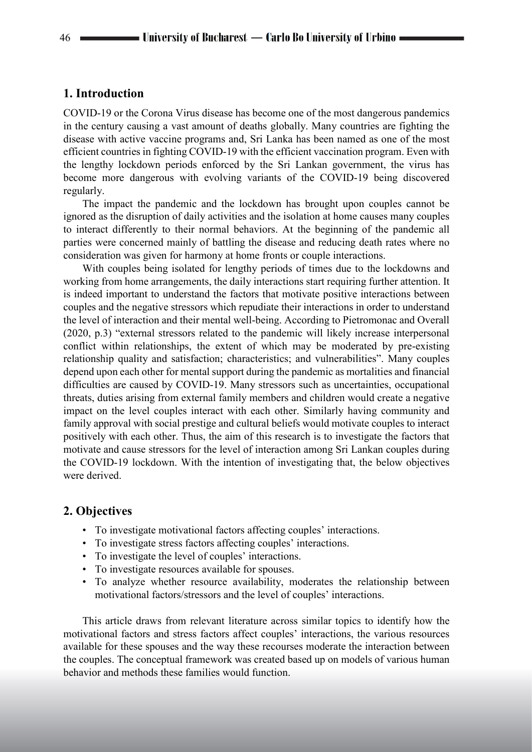## 1. Introduction

COVID-19 or the Corona Virus disease has become one of the most dangerous pandemics in the century causing a vast amount of deaths globally. Many countries are fighting the disease with active vaccine programs and, Sri Lanka has been named as one of the most efficient countries in fighting COVID-19 with the efficient vaccination program. Even with the lengthy lockdown periods enforced by the Sri Lankan government, the virus has become more dangerous with evolving variants of the COVID-19 being discovered regularly.

The impact the pandemic and the lockdown has brought upon couples cannot be ignored as the disruption of daily activities and the isolation at home causes many couples to interact differently to their normal behaviors. At the beginning of the pandemic all parties were concerned mainly of battling the disease and reducing death rates where no consideration was given for harmony at home fronts or couple interactions.

With couples being isolated for lengthy periods of times due to the lockdowns and working from home arrangements, the daily interactions start requiring further attention. It is indeed important to understand the factors that motivate positive interactions between couples and the negative stressors which repudiate their interactions in order to understand the level of interaction and their mental well-being. According to Pietromonac and Overall (2020, p.3) "external stressors related to the pandemic will likely increase interpersonal conflict within relationships, the extent of which may be moderated by pre-existing relationship quality and satisfaction; characteristics; and vulnerabilities". Many couples depend upon each other for mental support during the pandemic as mortalities and financial difficulties are caused by COVID-19. Many stressors such as uncertainties, occupational threats, duties arising from external family members and children would create a negative impact on the level couples interact with each other. Similarly having community and family approval with social prestige and cultural beliefs would motivate couples to interact positively with each other. Thus, the aim of this research is to investigate the factors that motivate and cause stressors for the level of interaction among Sri Lankan couples during the COVID-19 lockdown. With the intention of investigating that, the below objectives were derived.

## 2. Objectives

- To investigate motivational factors affecting couples' interactions.
- To investigate stress factors affecting couples' interactions.
- To investigate the level of couples' interactions.
- To investigate resources available for spouses.
- To analyze whether resource availability, moderates the relationship between motivational factors/stressors and the level of couples' interactions.

This article draws from relevant literature across similar topics to identify how the motivational factors and stress factors affect couples' interactions, the various resources available for these spouses and the way these recourses moderate the interaction between the couples. The conceptual framework was created based up on models of various human behavior and methods these families would function.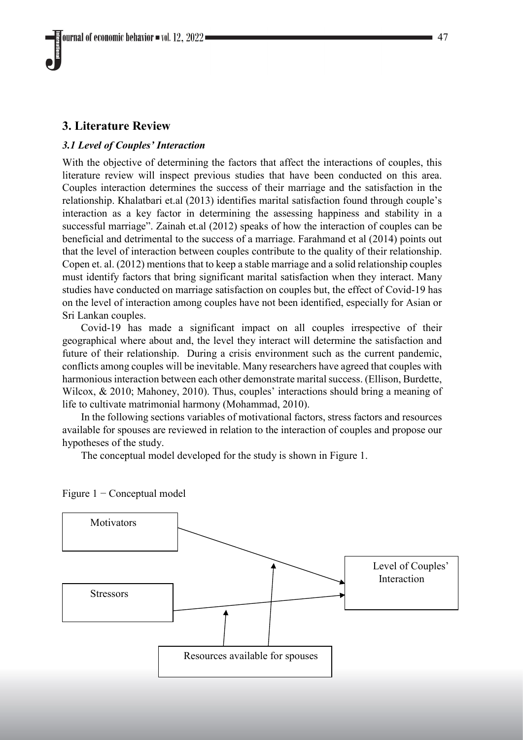## 3. Literature Review

### *3.1 Level of Couples' Interaction*

With the objective of determining the factors that affect the interactions of couples, this literature review will inspect previous studies that have been conducted on this area. Couples interaction determines the success of their marriage and the satisfaction in the relationship. Khalatbari et.al (2013) identifies marital satisfaction found through couple's interaction as a key factor in determining the assessing happiness and stability in a successful marriage". Zainah et.al (2012) speaks of how the interaction of couples can be beneficial and detrimental to the success of a marriage. Farahmand et al (2014) points out that the level of interaction between couples contribute to the quality of their relationship. Copen et. al. (2012) mentions that to keep a stable marriage and a solid relationship couples must identify factors that bring significant marital satisfaction when they interact. Many studies have conducted on marriage satisfaction on couples but, the effect of Covid-19 has on the level of interaction among couples have not been identified, especially for Asian or Sri Lankan couples.

Covid-19 has made a significant impact on all couples irrespective of their geographical where about and, the level they interact will determine the satisfaction and future of their relationship. During a crisis environment such as the current pandemic, conflicts among couples will be inevitable. Many researchers have agreed that couples with harmonious interaction between each other demonstrate marital success. (Ellison, Burdette, Wilcox, & 2010; Mahoney, 2010). Thus, couples' interactions should bring a meaning of life to cultivate matrimonial harmony (Mohammad, 2010).

In the following sections variables of motivational factors, stress factors and resources available for spouses are reviewed in relation to the interaction of couples and propose our hypotheses of the study.

The conceptual model developed for the study is shown in Figure 1.

Figure 1 − Conceptual model

Motivators

Stressors

Level of Couples' Interaction

Resources available for spouses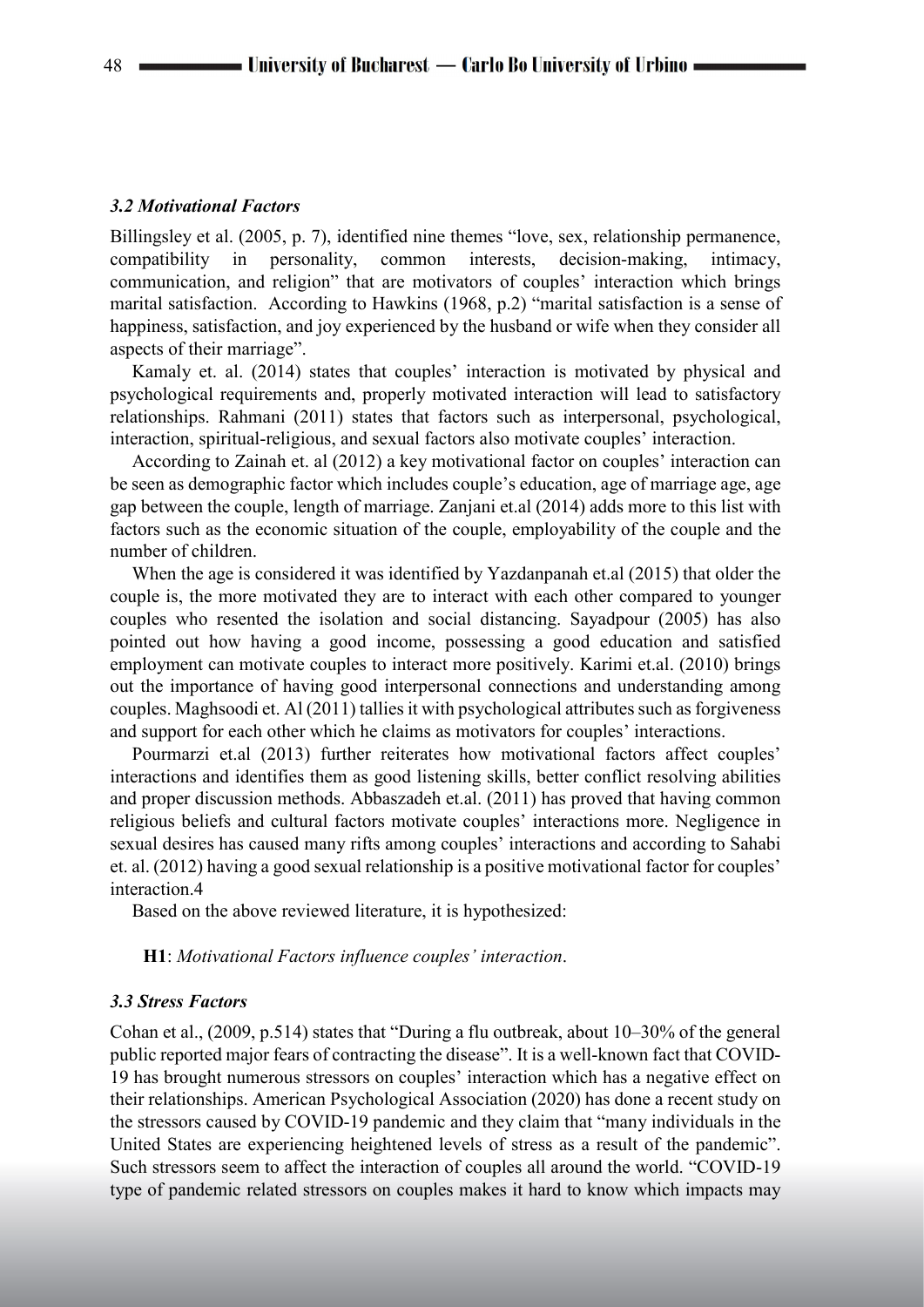### *3.2 Motivational Factors*

Billingsley et al. (2005, p. 7), identified nine themes "love, sex, relationship permanence, compatibility in personality, common interests, decision-making, intimacy, communication, and religion" that are motivators of couples' interaction which brings marital satisfaction. According to Hawkins (1968, p.2) "marital satisfaction is a sense of happiness, satisfaction, and joy experienced by the husband or wife when they consider all aspects of their marriage".

Kamaly et. al. (2014) states that couples' interaction is motivated by physical and psychological requirements and, properly motivated interaction will lead to satisfactory relationships. Rahmani (2011) states that factors such as interpersonal, psychological, interaction, spiritual-religious, and sexual factors also motivate couples' interaction.

According to Zainah et. al (2012) a key motivational factor on couples' interaction can be seen as demographic factor which includes couple's education, age of marriage age, age gap between the couple, length of marriage. Zanjani et.al (2014) adds more to this list with factors such as the economic situation of the couple, employability of the couple and the number of children.

When the age is considered it was identified by Yazdanpanah et.al (2015) that older the couple is, the more motivated they are to interact with each other compared to younger couples who resented the isolation and social distancing. Sayadpour (2005) has also pointed out how having a good income, possessing a good education and satisfied employment can motivate couples to interact more positively. Karimi et.al. (2010) brings out the importance of having good interpersonal connections and understanding among couples. Maghsoodi et. Al (2011) tallies it with psychological attributes such as forgiveness and support for each other which he claims as motivators for couples' interactions.

Pourmarzi et.al (2013) further reiterates how motivational factors affect couples' interactions and identifies them as good listening skills, better conflict resolving abilities and proper discussion methods. Abbaszadeh et.al. (2011) has proved that having common religious beliefs and cultural factors motivate couples' interactions more. Negligence in sexual desires has caused many rifts among couples' interactions and according to Sahabi et. al. (2012) having a good sexual relationship is a positive motivational factor for couples' interaction.4

Based on the above reviewed literature, it is hypothesized:

**H1**: *Motivational Factors influence couples' interaction*.

### *3.3 Stress Factors*

Cohan et al., (2009, p.514) states that "During a flu outbreak, about 10–30% of the general public reported major fears of contracting the disease". It is a well-known fact that COVID-19 has brought numerous stressors on couples' interaction which has a negative effect on their relationships. American Psychological Association (2020) has done a recent study on the stressors caused by COVID-19 pandemic and they claim that "many individuals in the United States are experiencing heightened levels of stress as a result of the pandemic". Such stressors seem to affect the interaction of couples all around the world. "COVID-19 type of pandemic related stressors on couples makes it hard to know which impacts may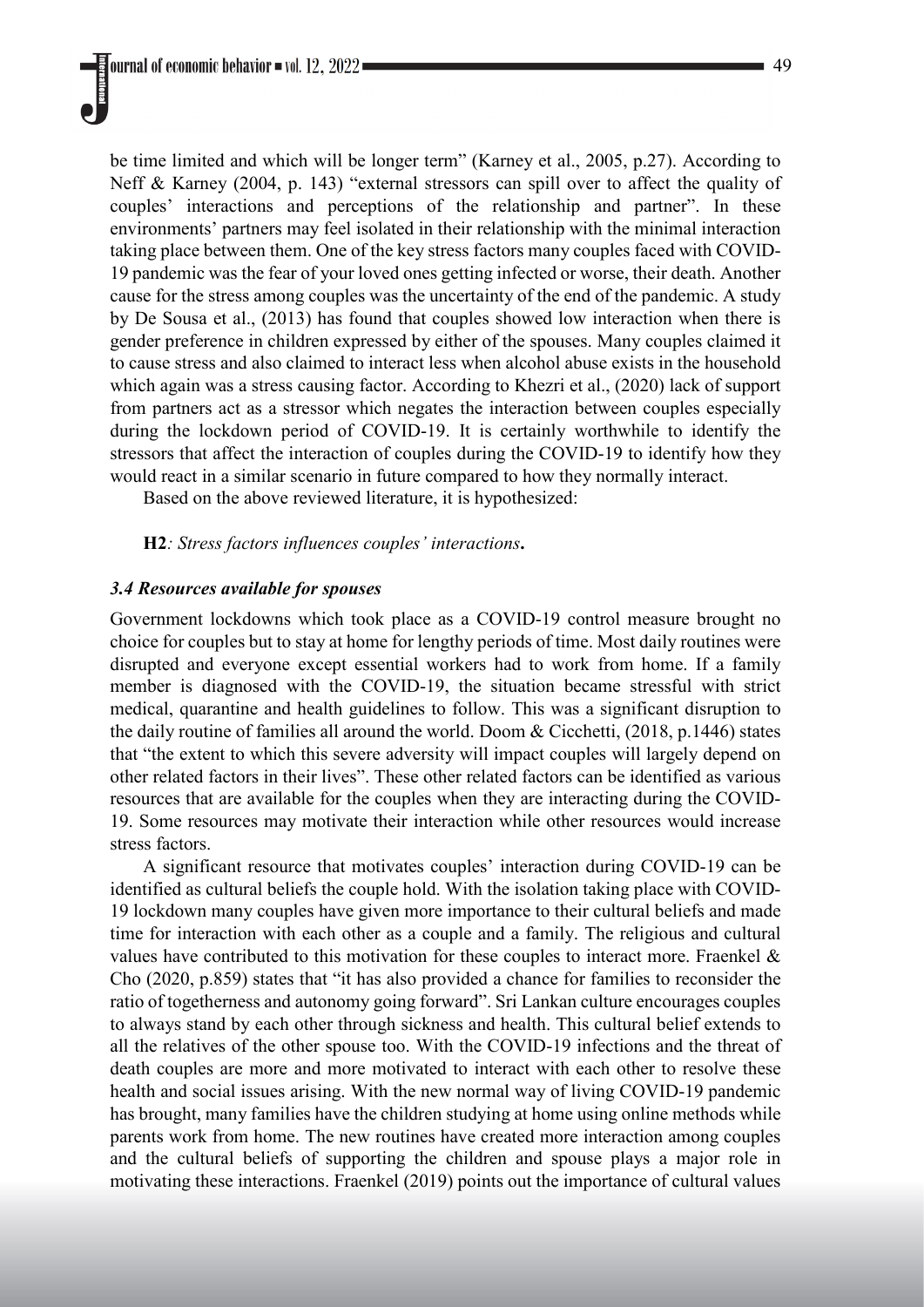be time limited and which will be longer term" (Karney et al., 2005, p.27). According to Neff & Karney (2004, p. 143) "external stressors can spill over to affect the quality of couples' interactions and perceptions of the relationship and partner". In these environments' partners may feel isolated in their relationship with the minimal interaction taking place between them. One of the key stress factors many couples faced with COVID-19 pandemic was the fear of your loved ones getting infected or worse, their death. Another cause for the stress among couples was the uncertainty of the end of the pandemic. A study by De Sousa et al., (2013) has found that couples showed low interaction when there is gender preference in children expressed by either of the spouses. Many couples claimed it to cause stress and also claimed to interact less when alcohol abuse exists in the household which again was a stress causing factor. According to Khezri et al., (2020) lack of support from partners act as a stressor which negates the interaction between couples especially during the lockdown period of COVID-19. It is certainly worthwhile to identify the stressors that affect the interaction of couples during the COVID-19 to identify how they would react in a similar scenario in future compared to how they normally interact.

Based on the above reviewed literature, it is hypothesized:

**H2***: Stress factors influences couples' interactions***.**

### *3.4 Resources available for spouses*

Government lockdowns which took place as a COVID-19 control measure brought no choice for couples but to stay at home for lengthy periods of time. Most daily routines were disrupted and everyone except essential workers had to work from home. If a family member is diagnosed with the COVID-19, the situation became stressful with strict medical, quarantine and health guidelines to follow. This was a significant disruption to the daily routine of families all around the world. Doom & Cicchetti, (2018, p.1446) states that "the extent to which this severe adversity will impact couples will largely depend on other related factors in their lives". These other related factors can be identified as various resources that are available for the couples when they are interacting during the COVID-19. Some resources may motivate their interaction while other resources would increase stress factors.

A significant resource that motivates couples' interaction during COVID-19 can be identified as cultural beliefs the couple hold. With the isolation taking place with COVID-19 lockdown many couples have given more importance to their cultural beliefs and made time for interaction with each other as a couple and a family. The religious and cultural values have contributed to this motivation for these couples to interact more. Fraenkel & Cho (2020, p.859) states that "it has also provided a chance for families to reconsider the ratio of togetherness and autonomy going forward". Sri Lankan culture encourages couples to always stand by each other through sickness and health. This cultural belief extends to all the relatives of the other spouse too. With the COVID-19 infections and the threat of death couples are more and more motivated to interact with each other to resolve these health and social issues arising. With the new normal way of living COVID-19 pandemic has brought, many families have the children studying at home using online methods while parents work from home. The new routines have created more interaction among couples and the cultural beliefs of supporting the children and spouse plays a major role in motivating these interactions. Fraenkel (2019) points out the importance of cultural values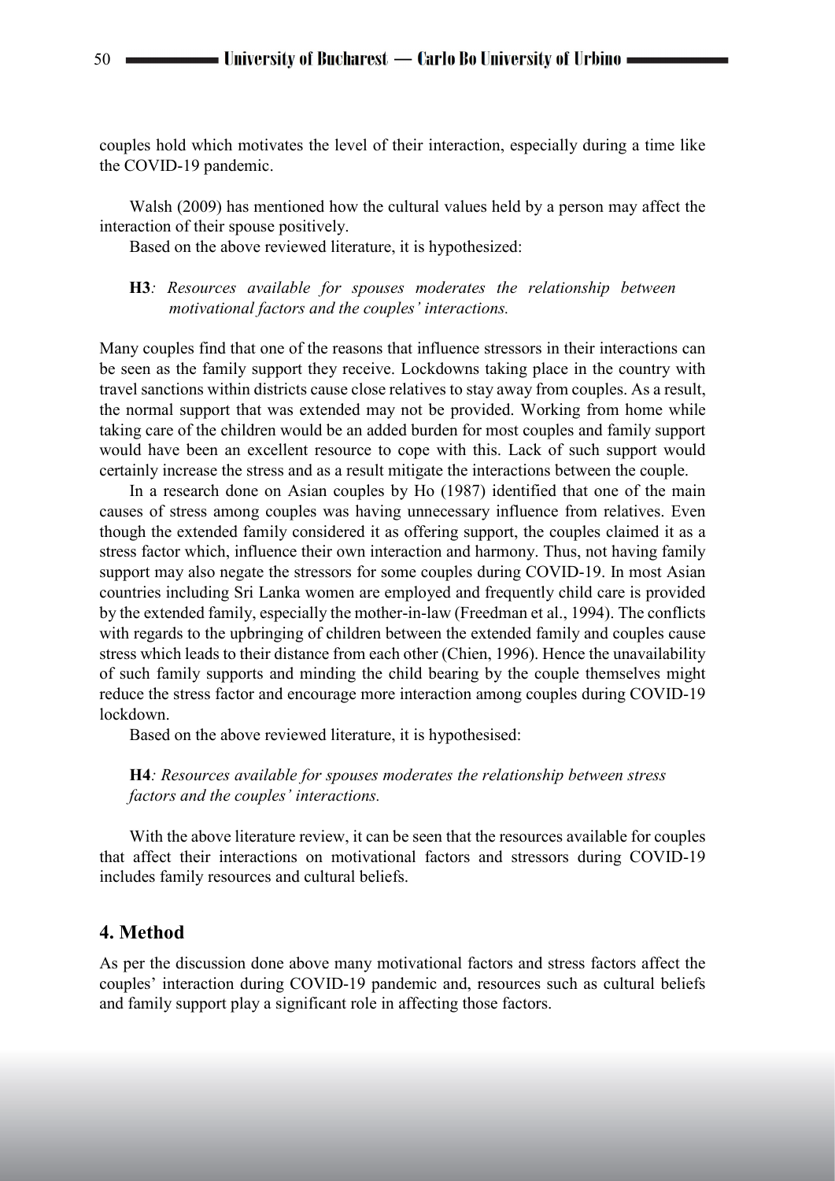couples hold which motivates the level of their interaction, especially during a time like the COVID-19 pandemic.

Walsh (2009) has mentioned how the cultural values held by a person may affect the interaction of their spouse positively.

Based on the above reviewed literature, it is hypothesized:

> **H3***: Resources available for spouses moderates the relationship between motivational factors and the couples' interactions.*

Many couples find that one of the reasons that influence stressors in their interactions can be seen as the family support they receive. Lockdowns taking place in the country with travel sanctions within districts cause close relatives to stay away from couples. As a result, the normal support that was extended may not be provided. Working from home while taking care of the children would be an added burden for most couples and family support would have been an excellent resource to cope with this. Lack of such support would certainly increase the stress and as a result mitigate the interactions between the couple.

In a research done on Asian couples by Ho (1987) identified that one of the main causes of stress among couples was having unnecessary influence from relatives. Even though the extended family considered it as offering support, the couples claimed it as a stress factor which, influence their own interaction and harmony. Thus, not having family support may also negate the stressors for some couples during COVID-19. In most Asian countries including Sri Lanka women are employed and frequently child care is provided by the extended family, especially the mother-in-law (Freedman et al., 1994). The conflicts with regards to the upbringing of children between the extended family and couples cause stress which leads to their distance from each other (Chien, 1996). Hence the unavailability of such family supports and minding the child bearing by the couple themselves might reduce the stress factor and encourage more interaction among couples during COVID-19 lockdown.

Based on the above reviewed literature, it is hypothesised:

> **H4***: Resources available for spouses moderates the relationship between stress factors and the couples' interactions.*

With the above literature review, it can be seen that the resources available for couples that affect their interactions on motivational factors and stressors during COVID-19 includes family resources and cultural beliefs.

## 4. Method

As per the discussion done above many motivational factors and stress factors affect the couples' interaction during COVID-19 pandemic and, resources such as cultural beliefs and family support play a significant role in affecting those factors.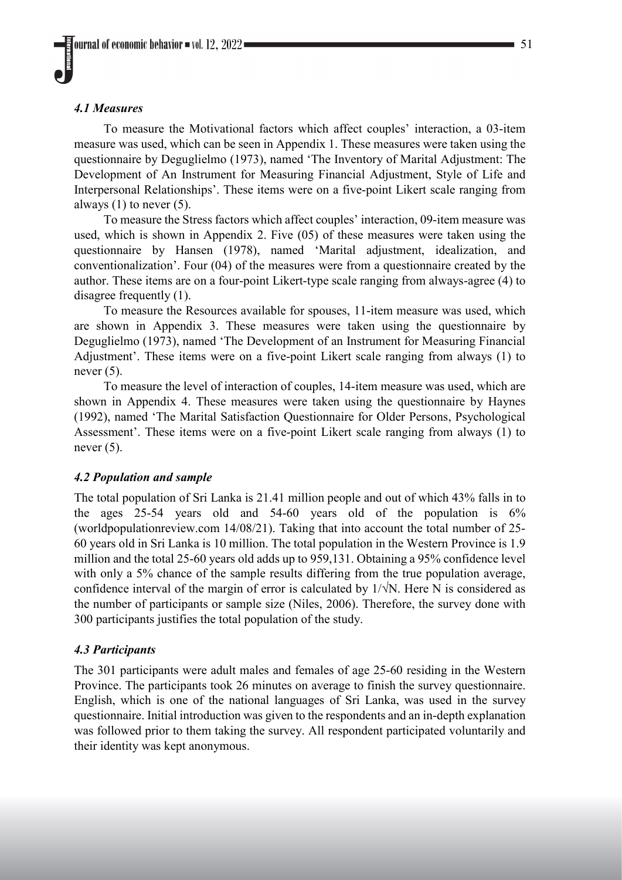### *4.1 Measures*

To measure the Motivational factors which affect couples' interaction, a 03-item measure was used, which can be seen in Appendix 1. These measures were taken using the questionnaire by Deguglielmo (1973), named 'The Inventory of Marital Adjustment: The Development of An Instrument for Measuring Financial Adjustment, Style of Life and Interpersonal Relationships'. These items were on a five-point Likert scale ranging from always (1) to never (5).

To measure the Stress factors which affect couples' interaction, 09-item measure was used, which is shown in Appendix 2. Five (05) of these measures were taken using the questionnaire by Hansen (1978), named 'Marital adjustment, idealization, and conventionalization'. Four (04) of the measures were from a questionnaire created by the author. These items are on a four-point Likert-type scale ranging from always-agree (4) to disagree frequently (1).

To measure the Resources available for spouses, 11-item measure was used, which are shown in Appendix 3. These measures were taken using the questionnaire by Deguglielmo (1973), named 'The Development of an Instrument for Measuring Financial Adjustment'. These items were on a five-point Likert scale ranging from always (1) to never (5).

To measure the level of interaction of couples, 14-item measure was used, which are shown in Appendix 4. These measures were taken using the questionnaire by Haynes (1992), named 'The Marital Satisfaction Questionnaire for Older Persons, Psychological Assessment'. These items were on a five-point Likert scale ranging from always (1) to never (5).

### *4.2 Population and sample*

The total population of Sri Lanka is 21.41 million people and out of which 43% falls in to the ages 25-54 years old and 54-60 years old of the population is 6% (worldpopulationreview.com 14/08/21). Taking that into account the total number of 25-60 years old in Sri Lanka is 10 million. The total population in the Western Province is 1.9 million and the total 25-60 years old adds up to 959,131. Obtaining a 95% confidence level with only a 5% chance of the sample results differing from the true population average, confidence interval of the margin of error is calculated by $1/\sqrt{N}$. Here N is considered as the number of participants or sample size (Niles, 2006). Therefore, the survey done with 300 participants justifies the total population of the study.

### *4.3 Participants*

The 301 participants were adult males and females of age 25-60 residing in the Western Province. The participants took 26 minutes on average to finish the survey questionnaire. English, which is one of the national languages of Sri Lanka, was used in the survey questionnaire. Initial introduction was given to the respondents and an in-depth explanation was followed prior to them taking the survey. All respondent participated voluntarily and their identity was kept anonymous.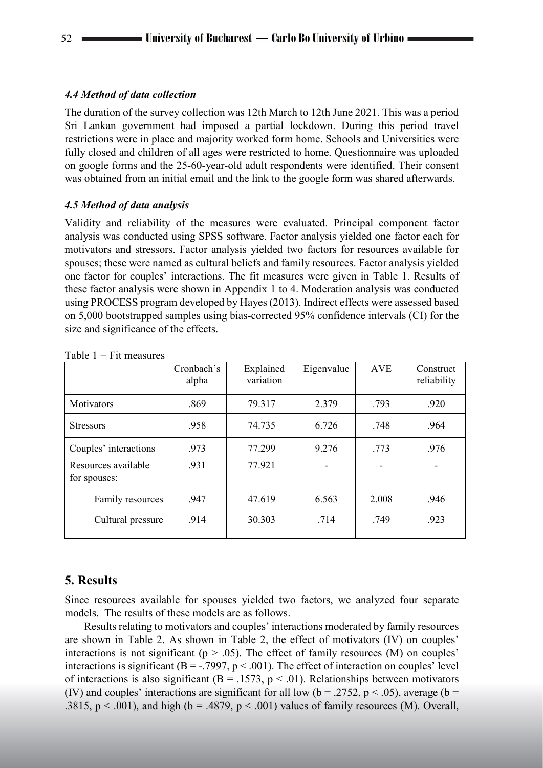#### *4.4 Method of data collection*

The duration of the survey collection was 12th March to 12th June 2021. This was a period Sri Lankan government had imposed a partial lockdown. During this period travel restrictions were in place and majority worked form home. Schools and Universities were fully closed and children of all ages were restricted to home. Questionnaire was uploaded on google forms and the 25-60-year-old adult respondents were identified. Their consent was obtained from an initial email and the link to the google form was shared afterwards.

#### *4.5 Method of data analysis*

Validity and reliability of the measures were evaluated. Principal component factor analysis was conducted using SPSS software. Factor analysis yielded one factor each for motivators and stressors. Factor analysis yielded two factors for resources available for spouses; these were named as cultural beliefs and family resources. Factor analysis yielded one factor for couples' interactions. The fit measures were given in Table 1. Results of these factor analysis were shown in Appendix 1 to 4. Moderation analysis was conducted using PROCESS program developed by Hayes (2013). Indirect effects were assessed based on 5,000 bootstrapped samples using bias-corrected 95% confidence intervals (CI) for the size and significance of the effects.

Table 1 − Fit measures

| | Cronbach's alpha | Explained variation | Eigenvalue | AVE | Construct reliability |
|---|---|---|---|---|---|
| Motivators | .869 | 79.317 | 2.379 | .793 | .920 |
| Stressors | .958 | 74.735 | 6.726 | .748 | .964 |
| Couples' interactions | .973 | 77.299 | 9.276 | .773 | .976 |
| Resources available for spouses: | .931 | 77.921 | - | - | - |
| Family resources | .947 | 47.619 | 6.563 | 2.008 | .946 |
| Cultural pressure | .914 | 30.303 | .714 | .749 | .923 |

## 5. Results

Since resources available for spouses yielded two factors, we analyzed four separate models. The results of these models are as follows.

Results relating to motivators and couples' interactions moderated by family resources are shown in Table 2. As shown in Table 2, the effect of motivators (IV) on couples' interactions is not significant ($p > .05$). The effect of family resources (M) on couples' interactions is significant ($B = -.7997$, $p < .001$). The effect of interaction on couples' level of interactions is also significant ($B = .1573$, $p < .01$). Relationships between motivators (IV) and couples' interactions are significant for all low ($b = .2752$, $p < .05$), average ($b = .3815$, $p < .001$), and high ($b = .4879$, $p < .001$) values of family resources (M). Overall,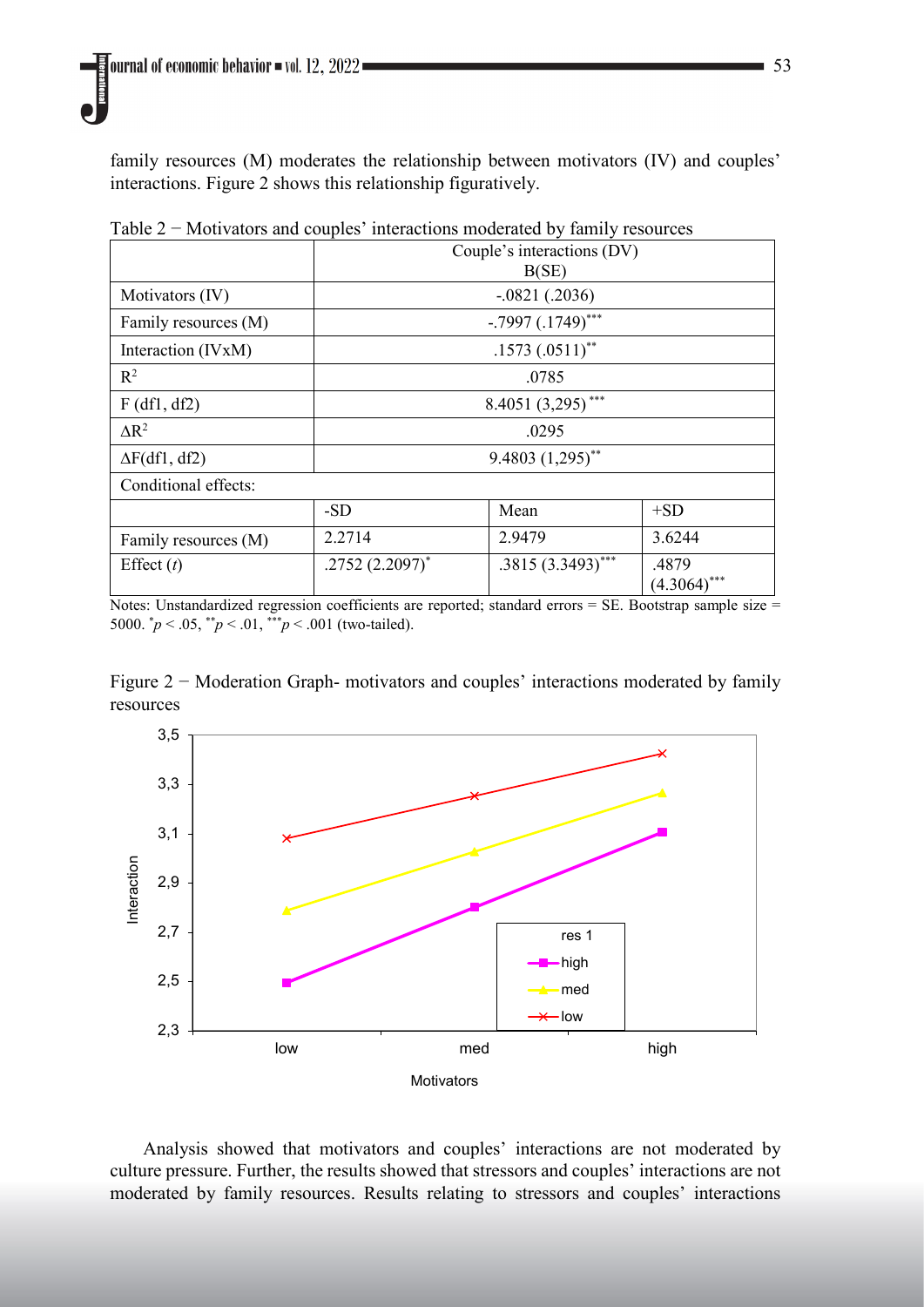family resources (M) moderates the relationship between motivators (IV) and couples' interactions. Figure 2 shows this relationship figuratively.

Table 2 − Motivators and couples' interactions moderated by family resources

| | Couple's interactions (DV) B(SE) | | |
|---|---|---|---|
| Motivators (IV) | -.0821 (.2036) | | |
| Family resources (M) | -.7997 (.1749)$^{***}$ | | |
| Interaction (IVxM) | .1573 (.0511)$^{**}$ | | |
| $R^2$ | .0785 | | |
| F (df1, df2) | 8.4051 (3,295) $^{***}$ | | |
| $\Delta R^2$ | .0295 | | |
| $\Delta$F(df1, df2) | 9.4803 (1,295)$^{**}$ | | |
| Conditional effects: | | | |
| | -SD | Mean | +SD |
| Family resources (M) | 2.2714 | 2.9479 | 3.6244 |
| Effect (*t*) | .2752 (2.2097)$^{*}$ | .3815 (3.3493)$^{***}$ | .4879 (4.3064)$^{***}$ |

Notes: Unstandardized regression coefficients are reported; standard errors = SE. Bootstrap sample size = 5000. $^{*}p < .05$, $^{**}p < .01$, $^{***}p < .001$ (two-tailed).

Figure 2 − Moderation Graph- motivators and couples' interactions moderated by family resources

Analysis showed that motivators and couples' interactions are not moderated by culture pressure. Further, the results showed that stressors and couples' interactions are not moderated by family resources. Results relating to stressors and couples' interactions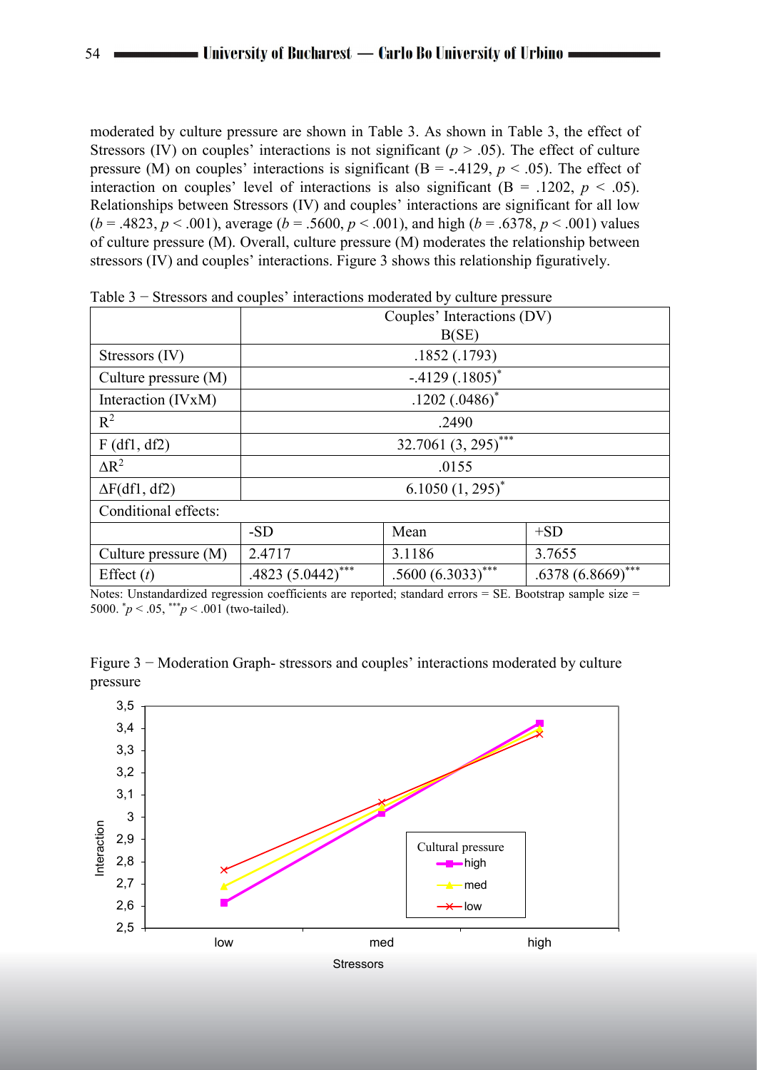moderated by culture pressure are shown in Table 3. As shown in Table 3, the effect of Stressors (IV) on couples' interactions is not significant ($p > .05$). The effect of culture pressure (M) on couples' interactions is significant (B = -.4129, $p < .05$). The effect of interaction on couples' level of interactions is also significant (B = .1202, $p < .05$). Relationships between Stressors (IV) and couples' interactions are significant for all low ($b = .4823$, $p < .001$), average ($b = .5600$, $p < .001$), and high ($b = .6378$, $p < .001$) values of culture pressure (M). Overall, culture pressure (M) moderates the relationship between stressors (IV) and couples' interactions. Figure 3 shows this relationship figuratively.

Table 3 − Stressors and couples' interactions moderated by culture pressure

| | Couples' Interactions (DV) B(SE) | | |
|---|---|---|---|
| Stressors (IV) | .1852 (.1793) | | |
| Culture pressure (M) | -.4129 (.1805)* | | |
| Interaction (IVxM) | .1202 (.0486)* | | |
| $R^2$ | .2490 | | |
| F (df1, df2) | 32.7061 (3, 295)*** | | |
| $\Delta R^2$ | .0155 | | |
| $\Delta$F(df1, df2) | 6.1050 (1, 295)* | | |
| Conditional effects: | | | |
| | -SD | Mean | +SD |
| Culture pressure (M) | 2.4717 | 3.1186 | 3.7655 |
| Effect ($t$) | .4823 (5.0442)*** | .5600 (6.3033)*** | .6378 (6.8669)*** |

Notes: Unstandardized regression coefficients are reported; standard errors = SE. Bootstrap sample size = 5000. *$p < .05$, ***$p < .001$ (two-tailed).

Figure 3 − Moderation Graph- stressors and couples' interactions moderated by culture pressure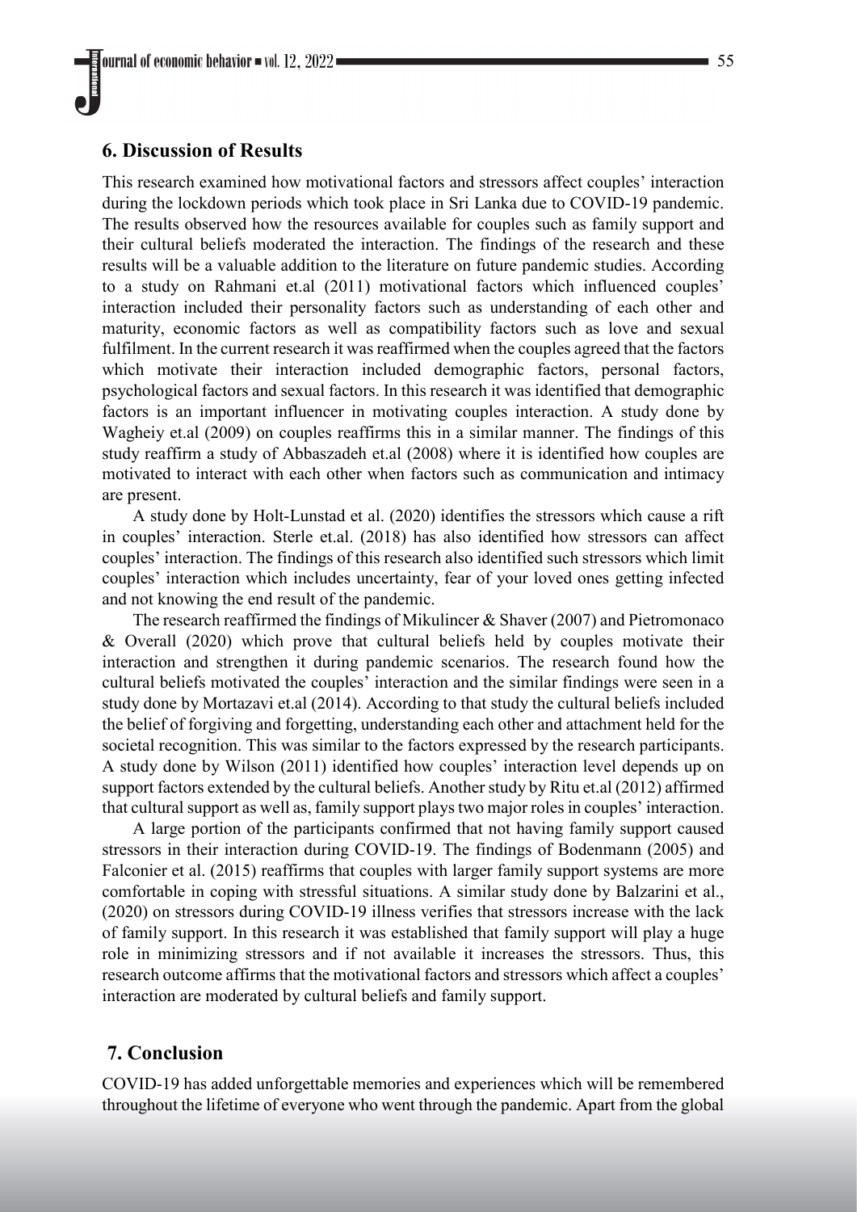## 6. Discussion of Results

This research examined how motivational factors and stressors affect couples' interaction during the lockdown periods which took place in Sri Lanka due to COVID-19 pandemic. The results observed how the resources available for couples such as family support and their cultural beliefs moderated the interaction. The findings of the research and these results will be a valuable addition to the literature on future pandemic studies. According to a study on Rahmani et.al (2011) motivational factors which influenced couples' interaction included their personality factors such as understanding of each other and maturity, economic factors as well as compatibility factors such as love and sexual fulfilment. In the current research it was reaffirmed when the couples agreed that the factors which motivate their interaction included demographic factors, personal factors, psychological factors and sexual factors. In this research it was identified that demographic factors is an important influencer in motivating couples interaction. A study done by Wagheiy et.al (2009) on couples reaffirms this in a similar manner. The findings of this study reaffirm a study of Abbaszadeh et.al (2008) where it is identified how couples are motivated to interact with each other when factors such as communication and intimacy are present.

A study done by Holt-Lunstad et al. (2020) identifies the stressors which cause a rift in couples' interaction. Sterle et.al. (2018) has also identified how stressors can affect couples' interaction. The findings of this research also identified such stressors which limit couples' interaction which includes uncertainty, fear of your loved ones getting infected and not knowing the end result of the pandemic.

The research reaffirmed the findings of Mikulincer & Shaver (2007) and Pietromonaco & Overall (2020) which prove that cultural beliefs held by couples motivate their interaction and strengthen it during pandemic scenarios. The research found how the cultural beliefs motivated the couples' interaction and the similar findings were seen in a study done by Mortazavi et.al (2014). According to that study the cultural beliefs included the belief of forgiving and forgetting, understanding each other and attachment held for the societal recognition. This was similar to the factors expressed by the research participants. A study done by Wilson (2011) identified how couples' interaction level depends up on support factors extended by the cultural beliefs. Another study by Ritu et.al (2012) affirmed that cultural support as well as, family support plays two major roles in couples' interaction.

A large portion of the participants confirmed that not having family support caused stressors in their interaction during COVID-19. The findings of Bodenmann (2005) and Falconier et al. (2015) reaffirms that couples with larger family support systems are more comfortable in coping with stressful situations. A similar study done by Balzarini et al., (2020) on stressors during COVID-19 illness verifies that stressors increase with the lack of family support. In this research it was established that family support will play a huge role in minimizing stressors and if not available it increases the stressors. Thus, this research outcome affirms that the motivational factors and stressors which affect a couples' interaction are moderated by cultural beliefs and family support.

## 7. Conclusion

COVID-19 has added unforgettable memories and experiences which will be remembered throughout the lifetime of everyone who went through the pandemic. Apart from the global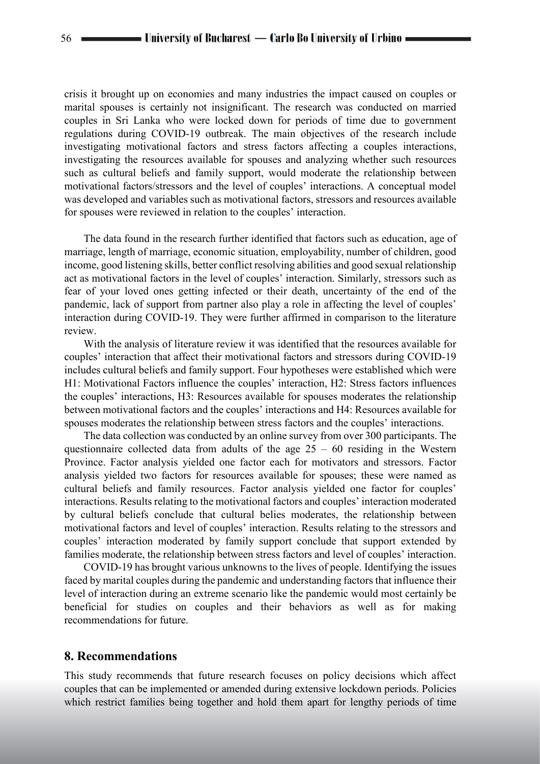crisis it brought up on economies and many industries the impact caused on couples or marital spouses is certainly not insignificant. The research was conducted on married couples in Sri Lanka who were locked down for periods of time due to government regulations during COVID-19 outbreak. The main objectives of the research include investigating motivational factors and stress factors affecting a couples interactions, investigating the resources available for spouses and analyzing whether such resources such as cultural beliefs and family support, would moderate the relationship between motivational factors/stressors and the level of couples' interactions. A conceptual model was developed and variables such as motivational factors, stressors and resources available for spouses were reviewed in relation to the couples' interaction.

The data found in the research further identified that factors such as education, age of marriage, length of marriage, economic situation, employability, number of children, good income, good listening skills, better conflict resolving abilities and good sexual relationship act as motivational factors in the level of couples' interaction. Similarly, stressors such as fear of your loved ones getting infected or their death, uncertainty of the end of the pandemic, lack of support from partner also play a role in affecting the level of couples' interaction during COVID-19. They were further affirmed in comparison to the literature review.

With the analysis of literature review it was identified that the resources available for couples' interaction that affect their motivational factors and stressors during COVID-19 includes cultural beliefs and family support. Four hypotheses were established which were H1: Motivational Factors influence the couples' interaction, H2: Stress factors influences the couples' interactions, H3: Resources available for spouses moderates the relationship between motivational factors and the couples' interactions and H4: Resources available for spouses moderates the relationship between stress factors and the couples' interactions.

The data collection was conducted by an online survey from over 300 participants. The questionnaire collected data from adults of the age 25 – 60 residing in the Western Province. Factor analysis yielded one factor each for motivators and stressors. Factor analysis yielded two factors for resources available for spouses; these were named as cultural beliefs and family resources. Factor analysis yielded one factor for couples' interactions. Results relating to the motivational factors and couples' interaction moderated by cultural beliefs conclude that cultural belies moderates, the relationship between motivational factors and level of couples' interaction. Results relating to the stressors and couples' interaction moderated by family support conclude that support extended by families moderate, the relationship between stress factors and level of couples' interaction.

COVID-19 has brought various unknowns to the lives of people. Identifying the issues faced by marital couples during the pandemic and understanding factors that influence their level of interaction during an extreme scenario like the pandemic would most certainly be beneficial for studies on couples and their behaviors as well as for making recommendations for future.

## 8. Recommendations

This study recommends that future research focuses on policy decisions which affect couples that can be implemented or amended during extensive lockdown periods. Policies which restrict families being together and hold them apart for lengthy periods of time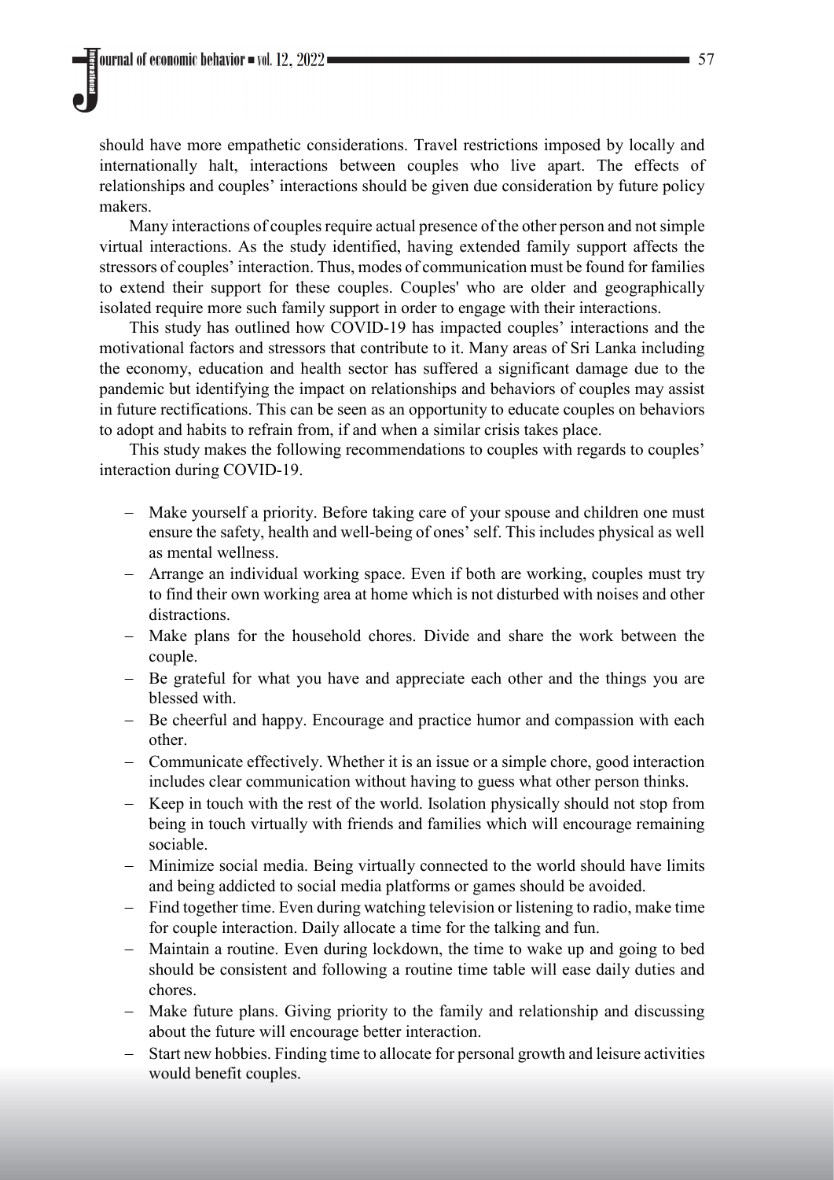should have more empathetic considerations. Travel restrictions imposed by locally and internationally halt, interactions between couples who live apart. The effects of relationships and couples' interactions should be given due consideration by future policy makers.

Many interactions of couples require actual presence of the other person and not simple virtual interactions. As the study identified, having extended family support affects the stressors of couples' interaction. Thus, modes of communication must be found for families to extend their support for these couples. Couples' who are older and geographically isolated require more such family support in order to engage with their interactions.

This study has outlined how COVID-19 has impacted couples' interactions and the motivational factors and stressors that contribute to it. Many areas of Sri Lanka including the economy, education and health sector has suffered a significant damage due to the pandemic but identifying the impact on relationships and behaviors of couples may assist in future rectifications. This can be seen as an opportunity to educate couples on behaviors to adopt and habits to refrain from, if and when a similar crisis takes place.

This study makes the following recommendations to couples with regards to couples' interaction during COVID-19.

- Make yourself a priority. Before taking care of your spouse and children one must ensure the safety, health and well-being of ones' self. This includes physical as well as mental wellness.
- Arrange an individual working space. Even if both are working, couples must try to find their own working area at home which is not disturbed with noises and other distractions.
- Make plans for the household chores. Divide and share the work between the couple.
- Be grateful for what you have and appreciate each other and the things you are blessed with.
- Be cheerful and happy. Encourage and practice humor and compassion with each other.
- Communicate effectively. Whether it is an issue or a simple chore, good interaction includes clear communication without having to guess what other person thinks.
- Keep in touch with the rest of the world. Isolation physically should not stop from being in touch virtually with friends and families which will encourage remaining sociable.
- Minimize social media. Being virtually connected to the world should have limits and being addicted to social media platforms or games should be avoided.
- Find together time. Even during watching television or listening to radio, make time for couple interaction. Daily allocate a time for the talking and fun.
- Maintain a routine. Even during lockdown, the time to wake up and going to bed should be consistent and following a routine time table will ease daily duties and chores.
- Make future plans. Giving priority to the family and relationship and discussing about the future will encourage better interaction.
- Start new hobbies. Finding time to allocate for personal growth and leisure activities would benefit couples.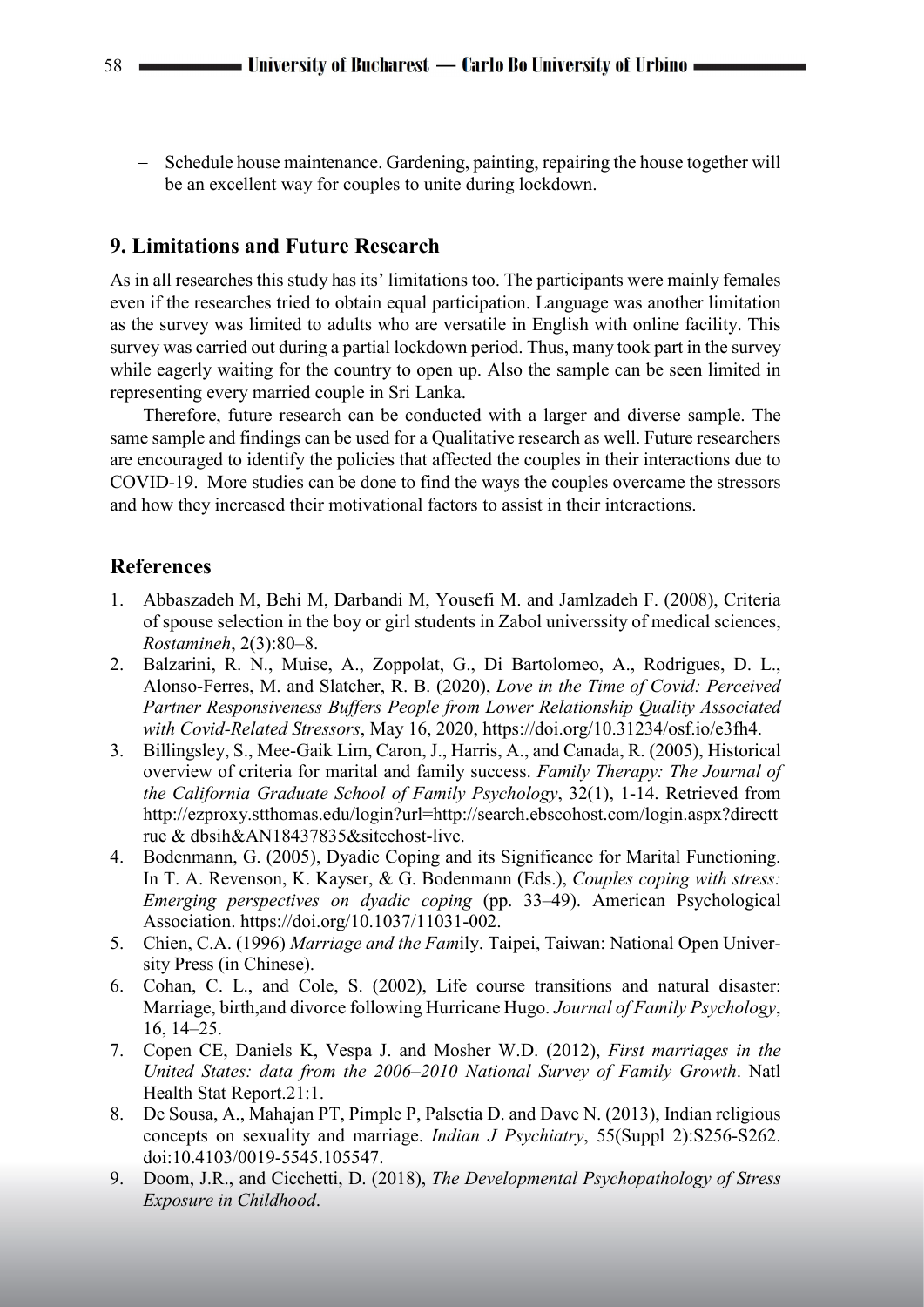- Schedule house maintenance. Gardening, painting, repairing the house together will be an excellent way for couples to unite during lockdown.

## 9. Limitations and Future Research

As in all researches this study has its' limitations too. The participants were mainly females even if the researches tried to obtain equal participation. Language was another limitation as the survey was limited to adults who are versatile in English with online facility. This survey was carried out during a partial lockdown period. Thus, many took part in the survey while eagerly waiting for the country to open up. Also the sample can be seen limited in representing every married couple in Sri Lanka.

Therefore, future research can be conducted with a larger and diverse sample. The same sample and findings can be used for a Qualitative research as well. Future researchers are encouraged to identify the policies that affected the couples in their interactions due to COVID-19. More studies can be done to find the ways the couples overcame the stressors and how they increased their motivational factors to assist in their interactions.

## References

1. Abbaszadeh M, Behi M, Darbandi M, Yousefi M. and Jamlzadeh F. (2008), Criteria of spouse selection in the boy or girl students in Zabol universsity of medical sciences, *Rostamineh*, 2(3):80–8.
2. Balzarini, R. N., Muise, A., Zoppolat, G., Di Bartolomeo, A., Rodrigues, D. L., Alonso-Ferres, M. and Slatcher, R. B. (2020), *Love in the Time of Covid: Perceived Partner Responsiveness Buffers People from Lower Relationship Quality Associated with Covid-Related Stressors*, May 16, 2020, https://doi.org/10.31234/osf.io/e3fh4.
3. Billingsley, S., Mee-Gaik Lim, Caron, J., Harris, A., and Canada, R. (2005), Historical overview of criteria for marital and family success. *Family Therapy: The Journal of the California Graduate School of Family Psychology*, 32(1), 1-14. Retrieved from http://ezproxy.stthomas.edu/login?url=http://search.ebscohost.com/login.aspx?directtrue & dbsih&AN18437835&siteehost-live.
4. Bodenmann, G. (2005), Dyadic Coping and its Significance for Marital Functioning. In T. A. Revenson, K. Kayser, & G. Bodenmann (Eds.), *Couples coping with stress: Emerging perspectives on dyadic coping* (pp. 33–49). American Psychological Association. https://doi.org/10.1037/11031-002.
5. Chien, C.A. (1996) *Marriage and the Fam*ily. Taipei, Taiwan: National Open University Press (in Chinese).
6. Cohan, C. L., and Cole, S. (2002), Life course transitions and natural disaster: Marriage, birth,and divorce following Hurricane Hugo. *Journal of Family Psychology*, 16, 14–25.
7. Copen CE, Daniels K, Vespa J. and Mosher W.D. (2012), *First marriages in the United States: data from the 2006–2010 National Survey of Family Growth*. Natl Health Stat Report.21:1.
8. De Sousa, A., Mahajan PT, Pimple P, Palsetia D. and Dave N. (2013), Indian religious concepts on sexuality and marriage. *Indian J Psychiatry*, 55(Suppl 2):S256-S262. doi:10.4103/0019-5545.105547.
9. Doom, J.R., and Cicchetti, D. (2018), *The Developmental Psychopathology of Stress Exposure in Childhood*.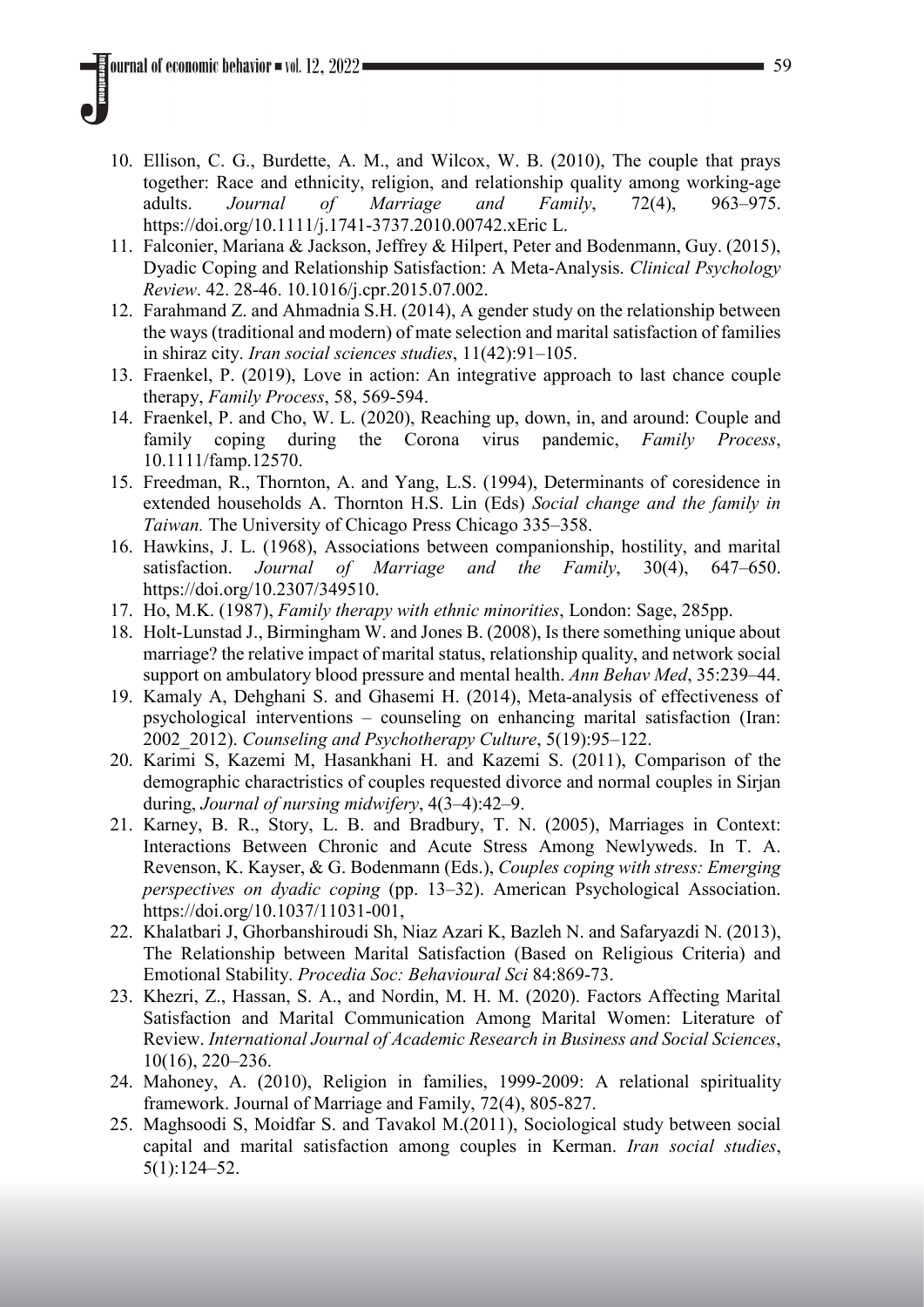10. Ellison, C. G., Burdette, A. M., and Wilcox, W. B. (2010), The couple that prays together: Race and ethnicity, religion, and relationship quality among working-age adults. *Journal of Marriage and Family*, 72(4), 963–975. https://doi.org/10.1111/j.1741-3737.2010.00742.xEric L.
11. Falconier, Mariana & Jackson, Jeffrey & Hilpert, Peter and Bodenmann, Guy. (2015), Dyadic Coping and Relationship Satisfaction: A Meta-Analysis. *Clinical Psychology Review*. 42. 28-46. 10.1016/j.cpr.2015.07.002.
12. Farahmand Z. and Ahmadnia S.H. (2014), A gender study on the relationship between the ways (traditional and modern) of mate selection and marital satisfaction of families in shiraz city. *Iran social sciences studies*, 11(42):91–105.
13. Fraenkel, P. (2019), Love in action: An integrative approach to last chance couple therapy, *Family Process*, 58, 569-594.
14. Fraenkel, P. and Cho, W. L. (2020), Reaching up, down, in, and around: Couple and family coping during the Corona virus pandemic, *Family Process*, 10.1111/famp.12570.
15. Freedman, R., Thornton, A. and Yang, L.S. (1994), Determinants of coresidence in extended households A. Thornton H.S. Lin (Eds) *Social change and the family in Taiwan.* The University of Chicago Press Chicago 335–358.
16. Hawkins, J. L. (1968), Associations between companionship, hostility, and marital satisfaction. *Journal of Marriage and the Family*, 30(4), 647–650. https://doi.org/10.2307/349510.
17. Ho, M.K. (1987), *Family therapy with ethnic minorities*, London: Sage, 285pp.
18. Holt-Lunstad J., Birmingham W. and Jones B. (2008), Is there something unique about marriage? the relative impact of marital status, relationship quality, and network social support on ambulatory blood pressure and mental health. *Ann Behav Med*, 35:239–44.
19. Kamaly A, Dehghani S. and Ghasemi H. (2014), Meta-analysis of effectiveness of psychological interventions – counseling on enhancing marital satisfaction (Iran: 2002_2012). *Counseling and Psychotherapy Culture*, 5(19):95–122.
20. Karimi S, Kazemi M, Hasankhani H. and Kazemi S. (2011), Comparison of the demographic charactristics of couples requested divorce and normal couples in Sirjan during, *Journal of nursing midwifery*, 4(3–4):42–9.
21. Karney, B. R., Story, L. B. and Bradbury, T. N. (2005), Marriages in Context: Interactions Between Chronic and Acute Stress Among Newlyweds. In T. A. Revenson, K. Kayser, & G. Bodenmann (Eds.), *Couples coping with stress: Emerging perspectives on dyadic coping* (pp. 13–32). American Psychological Association. https://doi.org/10.1037/11031-001,
22. Khalatbari J, Ghorbanshiroudi Sh, Niaz Azari K, Bazleh N. and Safaryazdi N. (2013), The Relationship between Marital Satisfaction (Based on Religious Criteria) and Emotional Stability. *Procedia Soc: Behavioural Sci* 84:869-73.
23. Khezri, Z., Hassan, S. A., and Nordin, M. H. M. (2020). Factors Affecting Marital Satisfaction and Marital Communication Among Marital Women: Literature of Review. *International Journal of Academic Research in Business and Social Sciences*, 10(16), 220–236.
24. Mahoney, A. (2010), Religion in families, 1999-2009: A relational spirituality framework. Journal of Marriage and Family, 72(4), 805-827.
25. Maghsoodi S, Moidfar S. and Tavakol M.(2011), Sociological study between social capital and marital satisfaction among couples in Kerman. *Iran social studies*, 5(1):124–52.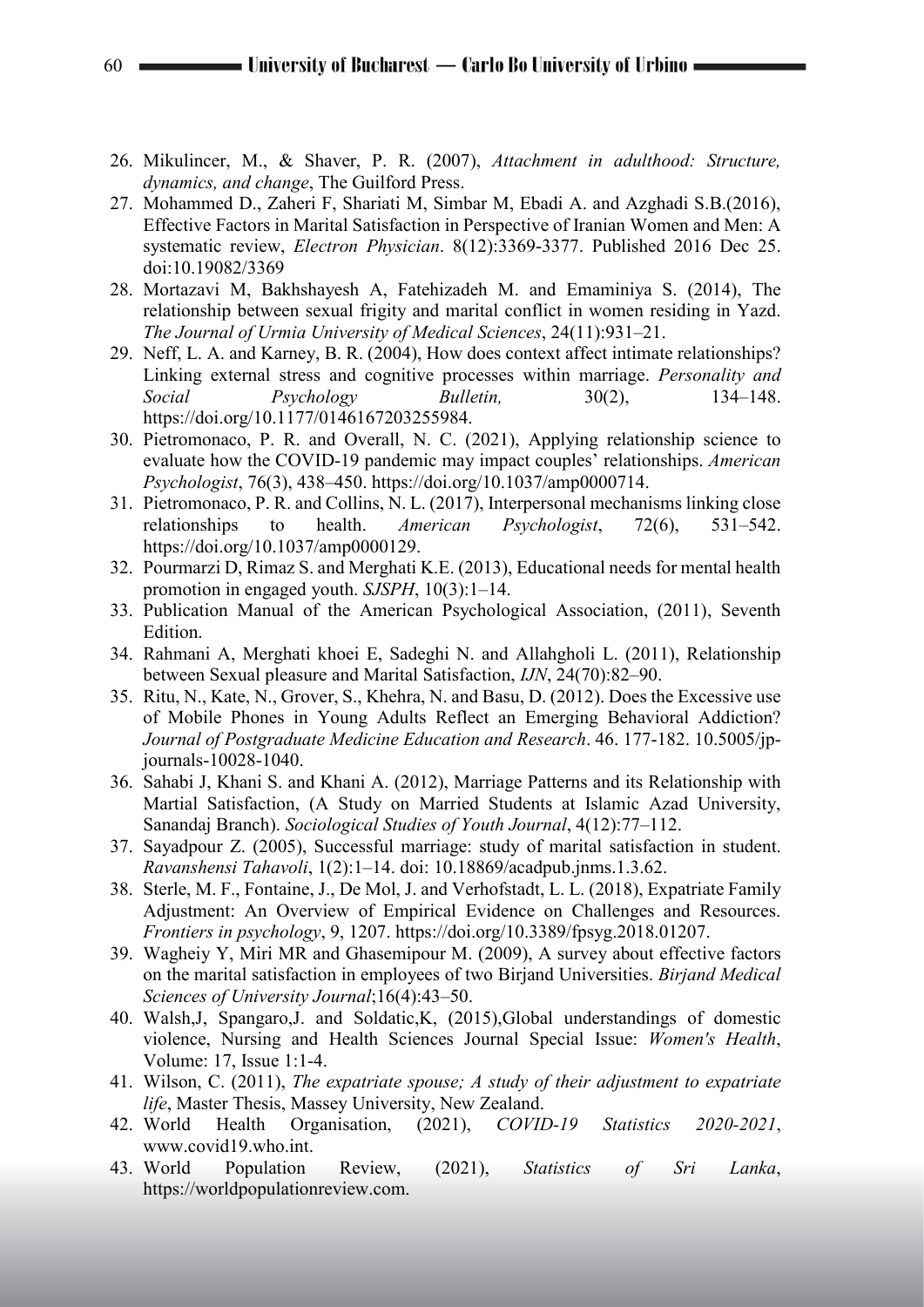26. Mikulincer, M., & Shaver, P. R. (2007), *Attachment in adulthood: Structure, dynamics, and change*, The Guilford Press.
27. Mohammed D., Zaheri F, Shariati M, Simbar M, Ebadi A. and Azghadi S.B.(2016), Effective Factors in Marital Satisfaction in Perspective of Iranian Women and Men: A systematic review, *Electron Physician*. 8(12):3369-3377. Published 2016 Dec 25. doi:10.19082/3369
28. Mortazavi M, Bakhshayesh A, Fatehizadeh M. and Emaminiya S. (2014), The relationship between sexual frigity and marital conflict in women residing in Yazd. *The Journal of Urmia University of Medical Sciences*, 24(11):931–21.
29. Neff, L. A. and Karney, B. R. (2004), How does context affect intimate relationships? Linking external stress and cognitive processes within marriage. *Personality and Social Psychology Bulletin,* 30(2), 134–148. https://doi.org/10.1177/0146167203255984.
30. Pietromonaco, P. R. and Overall, N. C. (2021), Applying relationship science to evaluate how the COVID-19 pandemic may impact couples' relationships. *American Psychologist*, 76(3), 438–450. https://doi.org/10.1037/amp0000714.
31. Pietromonaco, P. R. and Collins, N. L. (2017), Interpersonal mechanisms linking close relationships to health. *American Psychologist*, 72(6), 531–542. https://doi.org/10.1037/amp0000129.
32. Pourmarzi D, Rimaz S. and Merghati K.E. (2013), Educational needs for mental health promotion in engaged youth. *SJSPH*, 10(3):1–14.
33. Publication Manual of the American Psychological Association, (2011), Seventh Edition.
34. Rahmani A, Merghati khoei E, Sadeghi N. and Allahgholi L. (2011), Relationship between Sexual pleasure and Marital Satisfaction, *IJN*, 24(70):82–90.
35. Ritu, N., Kate, N., Grover, S., Khehra, N. and Basu, D. (2012). Does the Excessive use of Mobile Phones in Young Adults Reflect an Emerging Behavioral Addiction? *Journal of Postgraduate Medicine Education and Research*. 46. 177-182. 10.5005/jp-journals-10028-1040.
36. Sahabi J, Khani S. and Khani A. (2012), Marriage Patterns and its Relationship with Martial Satisfaction, (A Study on Married Students at Islamic Azad University, Sanandaj Branch). *Sociological Studies of Youth Journal*, 4(12):77–112.
37. Sayadpour Z. (2005), Successful marriage: study of marital satisfaction in student. *Ravanshensi Tahavoli*, 1(2):1–14. doi: 10.18869/acadpub.jnms.1.3.62.
38. Sterle, M. F., Fontaine, J., De Mol, J. and Verhofstadt, L. L. (2018), Expatriate Family Adjustment: An Overview of Empirical Evidence on Challenges and Resources. *Frontiers in psychology*, 9, 1207. https://doi.org/10.3389/fpsyg.2018.01207.
39. Wagheiy Y, Miri MR and Ghasemipour M. (2009), A survey about effective factors on the marital satisfaction in employees of two Birjand Universities. *Birjand Medical Sciences of University Journal*;16(4):43–50.
40. Walsh,J, Spangaro,J. and Soldatic,K, (2015),Global understandings of domestic violence, Nursing and Health Sciences Journal Special Issue: *Women's Health*, Volume: 17, Issue 1:1-4.
41. Wilson, C. (2011), *The expatriate spouse; A study of their adjustment to expatriate life*, Master Thesis, Massey University, New Zealand.
42. World Health Organisation, (2021), *COVID-19 Statistics 2020-2021*, www.covid19.who.int.
43. World Population Review, (2021), *Statistics of Sri Lanka*, https://worldpopulationreview.com.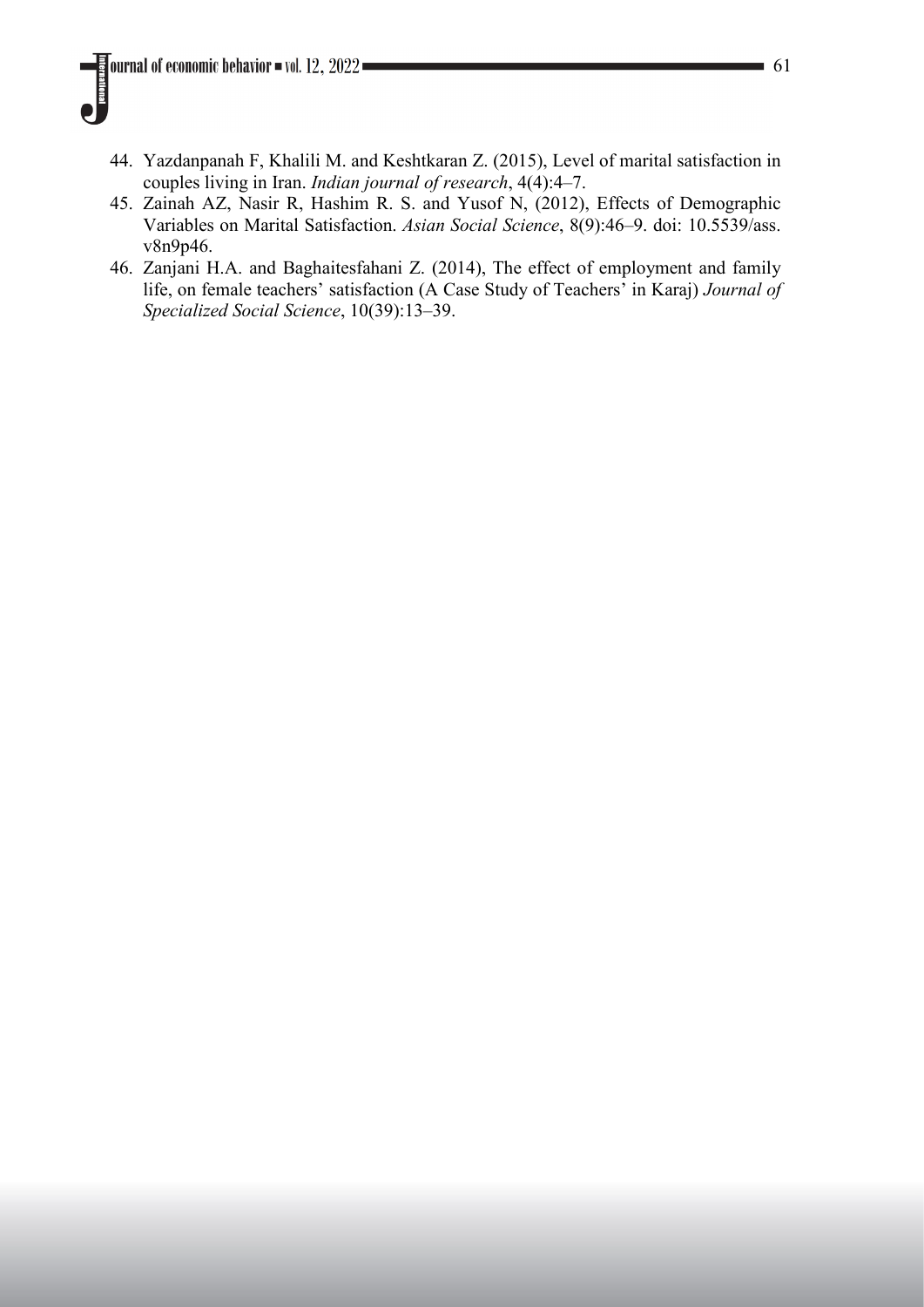44. Yazdanpanah F, Khalili M. and Keshtkaran Z. (2015), Level of marital satisfaction in couples living in Iran. *Indian journal of research*, 4(4):4–7.
45. Zainah AZ, Nasir R, Hashim R. S. and Yusof N, (2012), Effects of Demographic Variables on Marital Satisfaction. *Asian Social Science*, 8(9):46–9. doi: 10.5539/ass.v8n9p46.
46. Zanjani H.A. and Baghaitesfahani Z. (2014), The effect of employment and family life, on female teachers' satisfaction (A Case Study of Teachers' in Karaj) *Journal of Specialized Social Science*, 10(39):13–39.